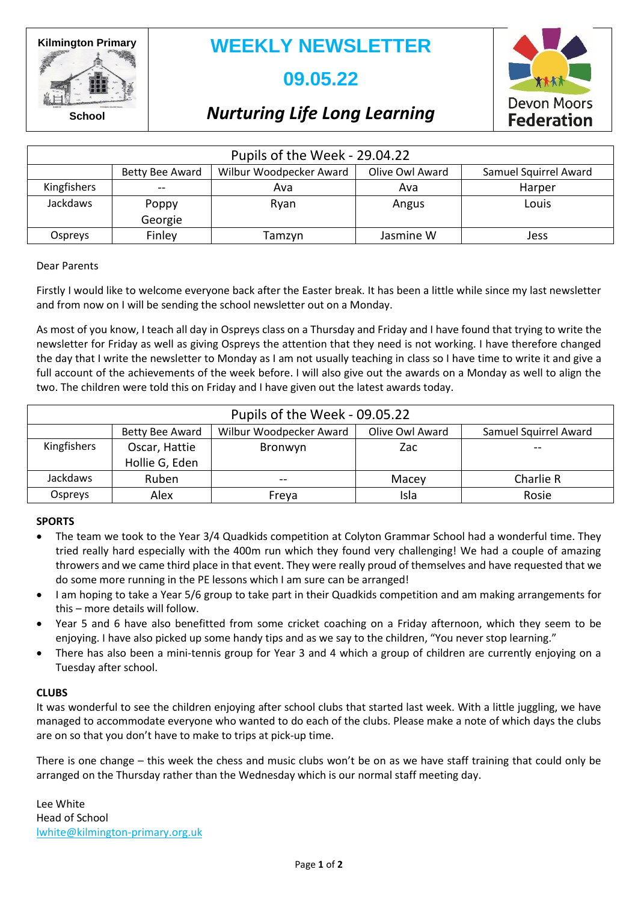Kilmington Primary School

# WEEKLY NEWSLETTER

## 09.05.22

### *Nurturing Life Long Learning*

Devon Moors Federation

| Pupils of the Week - 29.04.22 | | | | |
|---|---|---|---|---|
| | Betty Bee Award | Wilbur Woodpecker Award | Olive Owl Award | Samuel Squirrel Award |
| Kingfishers | -- | Ava | Ava | Harper |
| Jackdaws | Poppy<br>Georgie | Ryan | Angus | Louis |
| Ospreys | Finley | Tamzyn | Jasmine W | Jess |

Dear Parents

Firstly I would like to welcome everyone back after the Easter break. It has been a little while since my last newsletter and from now on I will be sending the school newsletter out on a Monday.

As most of you know, I teach all day in Ospreys class on a Thursday and Friday and I have found that trying to write the newsletter for Friday as well as giving Ospreys the attention that they need is not working. I have therefore changed the day that I write the newsletter to Monday as I am not usually teaching in class so I have time to write it and give a full account of the achievements of the week before. I will also give out the awards on a Monday as well to align the two. The children were told this on Friday and I have given out the latest awards today.

| Pupils of the Week - 09.05.22 | | | | |
|---|---|---|---|---|
| | Betty Bee Award | Wilbur Woodpecker Award | Olive Owl Award | Samuel Squirrel Award |
| Kingfishers | Oscar, Hattie<br>Hollie G, Eden | Bronwyn | Zac | -- |
| Jackdaws | Ruben | -- | Macey | Charlie R |
| Ospreys | Alex | Freya | Isla | Rosie |

**SPORTS**

- The team we took to the Year 3/4 Quadkids competition at Colyton Grammar School had a wonderful time. They tried really hard especially with the 400m run which they found very challenging! We had a couple of amazing throwers and we came third place in that event. They were really proud of themselves and have requested that we do some more running in the PE lessons which I am sure can be arranged!
- I am hoping to take a Year 5/6 group to take part in their Quadkids competition and am making arrangements for this – more details will follow.
- Year 5 and 6 have also benefitted from some cricket coaching on a Friday afternoon, which they seem to be enjoying. I have also picked up some handy tips and as we say to the children, "You never stop learning."
- There has also been a mini-tennis group for Year 3 and 4 which a group of children are currently enjoying on a Tuesday after school.

**CLUBS**

It was wonderful to see the children enjoying after school clubs that started last week. With a little juggling, we have managed to accommodate everyone who wanted to do each of the clubs. Please make a note of which days the clubs are on so that you don't have to make to trips at pick-up time.

There is one change – this week the chess and music clubs won't be on as we have staff training that could only be arranged on the Thursday rather than the Wednesday which is our normal staff meeting day.

Lee White
Head of School
lwhite@kilmington-primary.org.uk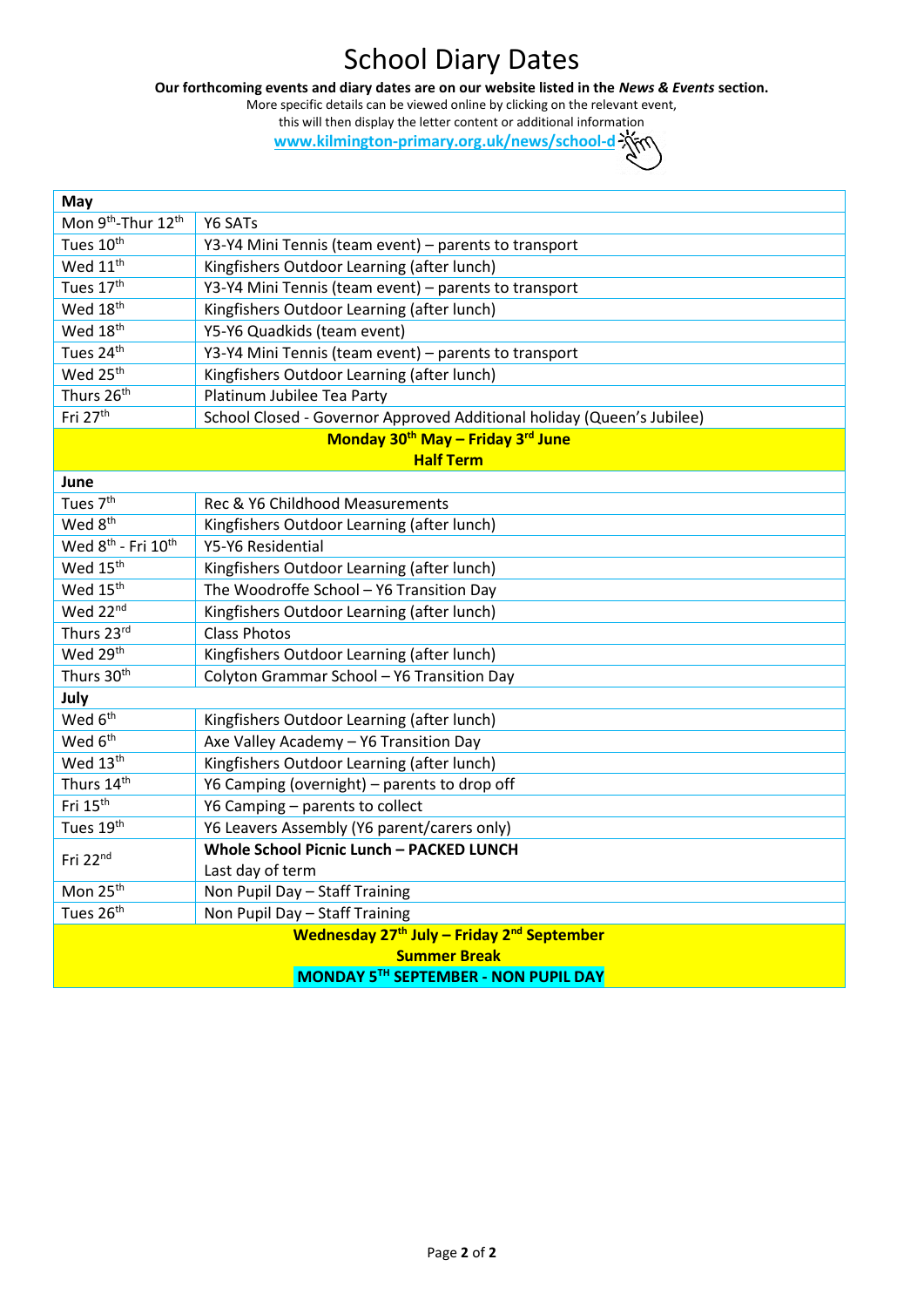# School Diary Dates

**Our forthcoming events and diary dates are on our website listed in the *News & Events* section.**

More specific details can be viewed online by clicking on the relevant event,

this will then display the letter content or additional information

www.kilmington-primary.org.uk/news/school-d

| | |
|---|---|
| **May** | |
| Mon 9th-Thur 12th | Y6 SATs |
| Tues 10th | Y3-Y4 Mini Tennis (team event) – parents to transport |
| Wed 11th | Kingfishers Outdoor Learning (after lunch) |
| Tues 17th | Y3-Y4 Mini Tennis (team event) – parents to transport |
| Wed 18th | Kingfishers Outdoor Learning (after lunch) |
| Wed 18th | Y5-Y6 Quadkids (team event) |
| Tues 24th | Y3-Y4 Mini Tennis (team event) – parents to transport |
| Wed 25th | Kingfishers Outdoor Learning (after lunch) |
| Thurs 26th | Platinum Jubilee Tea Party |
| Fri 27th | School Closed - Governor Approved Additional holiday (Queen's Jubilee) |
| **Monday 30th May – Friday 3rd June<br>Half Term** | |
| **June** | |
| Tues 7th | Rec & Y6 Childhood Measurements |
| Wed 8th | Kingfishers Outdoor Learning (after lunch) |
| Wed 8th - Fri 10th | Y5-Y6 Residential |
| Wed 15th | Kingfishers Outdoor Learning (after lunch) |
| Wed 15th | The Woodroffe School – Y6 Transition Day |
| Wed 22nd | Kingfishers Outdoor Learning (after lunch) |
| Thurs 23rd | Class Photos |
| Wed 29th | Kingfishers Outdoor Learning (after lunch) |
| Thurs 30th | Colyton Grammar School – Y6 Transition Day |
| **July** | |
| Wed 6th | Kingfishers Outdoor Learning (after lunch) |
| Wed 6th | Axe Valley Academy – Y6 Transition Day |
| Wed 13th | Kingfishers Outdoor Learning (after lunch) |
| Thurs 14th | Y6 Camping (overnight) – parents to drop off |
| Fri 15th | Y6 Camping – parents to collect |
| Tues 19th | Y6 Leavers Assembly (Y6 parent/carers only) |
| Fri 22nd | **Whole School Picnic Lunch – PACKED LUNCH**<br>Last day of term |
| Mon 25th | Non Pupil Day – Staff Training |
| Tues 26th | Non Pupil Day – Staff Training |
| **Wednesday 27th July – Friday 2nd September<br>Summer Break<br>MONDAY 5TH SEPTEMBER - NON PUPIL DAY** | |